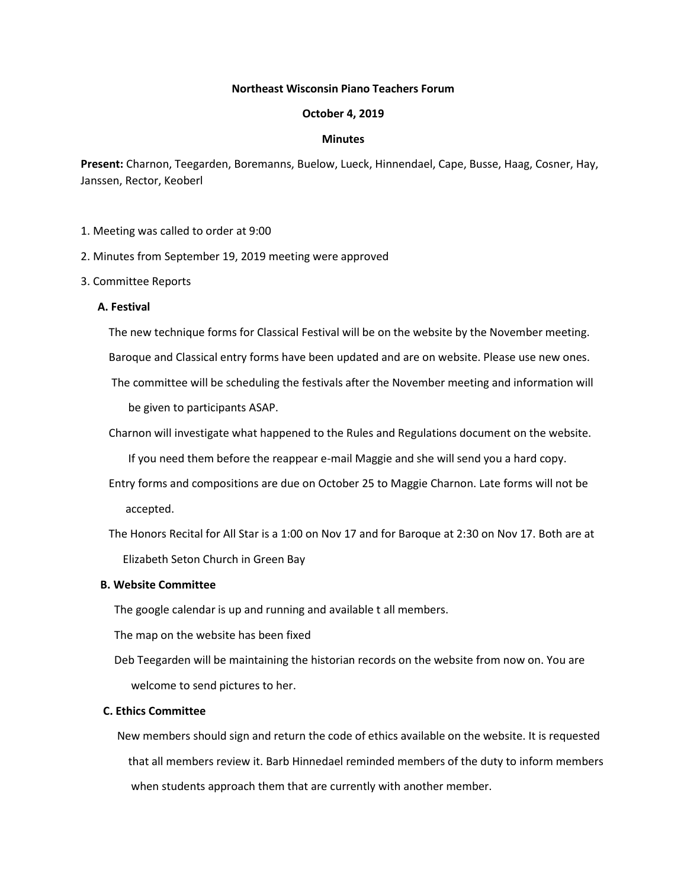**Northeast Wisconsin Piano Teachers Forum**

**October 4, 2019**

**Minutes**

**Present:** Charnon, Teegarden, Boremanns, Buelow, Lueck, Hinnendael, Cape, Busse, Haag, Cosner, Hay, Janssen, Rector, Keoberl

1. Meeting was called to order at 9:00
2. Minutes from September 19, 2019 meeting were approved
3. Committee Reports

**A. Festival**

The new technique forms for Classical Festival will be on the website by the November meeting.

Baroque and Classical entry forms have been updated and are on website. Please use new ones.

The committee will be scheduling the festivals after the November meeting and information will be given to participants ASAP.

Charnon will investigate what happened to the Rules and Regulations document on the website. If you need them before the reappear e-mail Maggie and she will send you a hard copy.

Entry forms and compositions are due on October 25 to Maggie Charnon. Late forms will not be accepted.

The Honors Recital for All Star is a 1:00 on Nov 17 and for Baroque at 2:30 on Nov 17. Both are at Elizabeth Seton Church in Green Bay

**B. Website Committee**

The google calendar is up and running and available t all members.

The map on the website has been fixed

Deb Teegarden will be maintaining the historian records on the website from now on. You are welcome to send pictures to her.

**C. Ethics Committee**

New members should sign and return the code of ethics available on the website. It is requested that all members review it. Barb Hinnedael reminded members of the duty to inform members when students approach them that are currently with another member.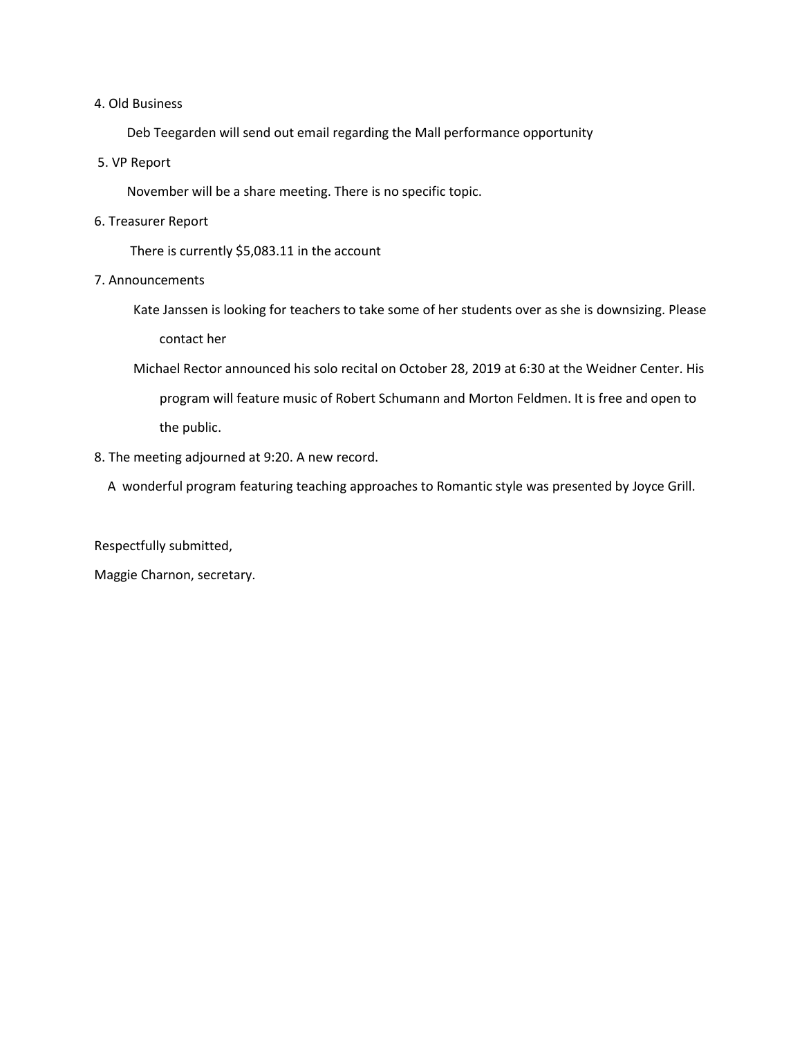4. Old Business

Deb Teegarden will send out email regarding the Mall performance opportunity

5. VP Report

November will be a share meeting. There is no specific topic.

6. Treasurer Report

There is currently $5,083.11 in the account

7. Announcements

Kate Janssen is looking for teachers to take some of her students over as she is downsizing. Please contact her

Michael Rector announced his solo recital on October 28, 2019 at 6:30 at the Weidner Center. His program will feature music of Robert Schumann and Morton Feldmen. It is free and open to the public.

8. The meeting adjourned at 9:20. A new record.

A wonderful program featuring teaching approaches to Romantic style was presented by Joyce Grill.

Respectfully submitted,

Maggie Charnon, secretary.